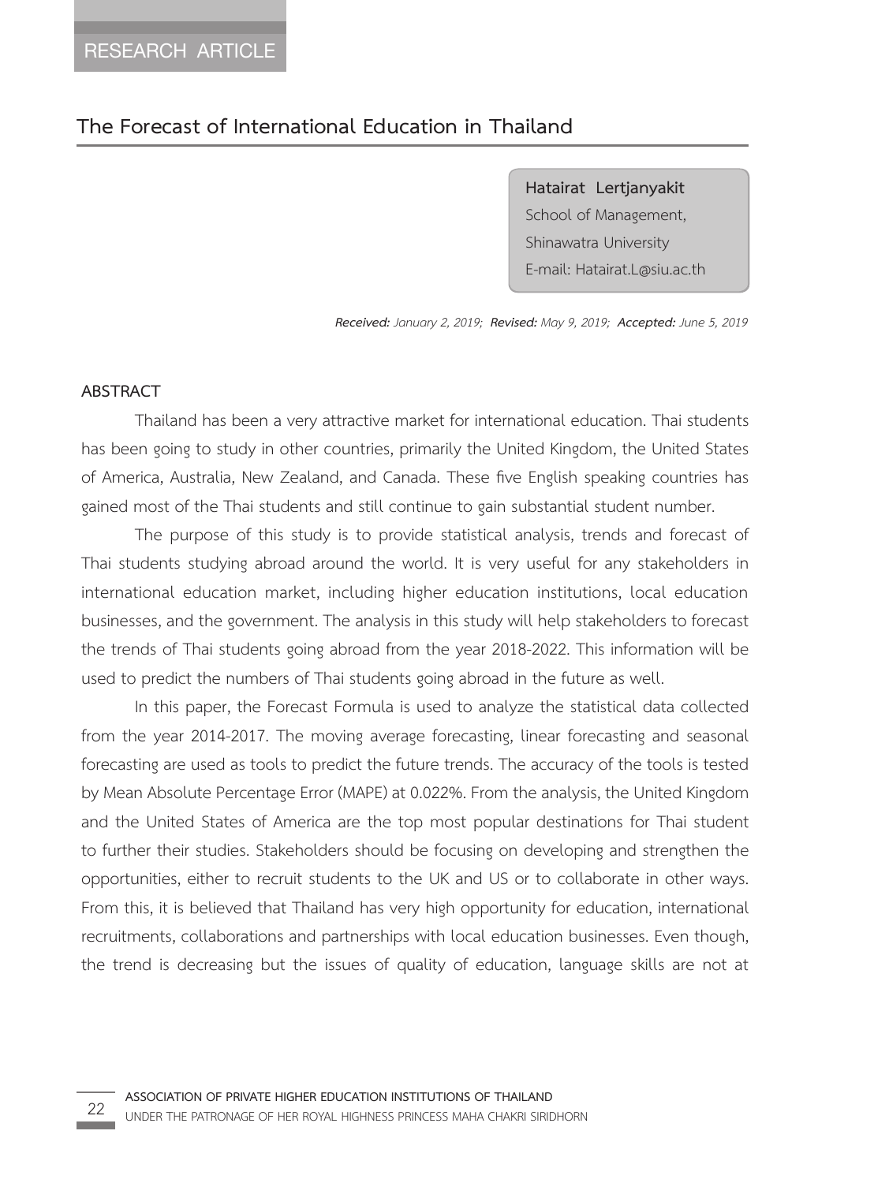RESEARCH ARTICLE

# The Forecast of International Education in Thailand

**Hatairat Lertjanyakit**
School of Management,
Shinawatra University
E-mail: Hatairat.L@siu.ac.th

***Received:*** *January 2, 2019;* ***Revised:*** *May 9, 2019;* ***Accepted:*** *June 5, 2019*

## ABSTRACT

Thailand has been a very attractive market for international education. Thai students has been going to study in other countries, primarily the United Kingdom, the United States of America, Australia, New Zealand, and Canada. These five English speaking countries has gained most of the Thai students and still continue to gain substantial student number.

The purpose of this study is to provide statistical analysis, trends and forecast of Thai students studying abroad around the world. It is very useful for any stakeholders in international education market, including higher education institutions, local education businesses, and the government. The analysis in this study will help stakeholders to forecast the trends of Thai students going abroad from the year 2018-2022. This information will be used to predict the numbers of Thai students going abroad in the future as well.

In this paper, the Forecast Formula is used to analyze the statistical data collected from the year 2014-2017. The moving average forecasting, linear forecasting and seasonal forecasting are used as tools to predict the future trends. The accuracy of the tools is tested by Mean Absolute Percentage Error (MAPE) at 0.022%. From the analysis, the United Kingdom and the United States of America are the top most popular destinations for Thai student to further their studies. Stakeholders should be focusing on developing and strengthen the opportunities, either to recruit students to the UK and US or to collaborate in other ways. From this, it is believed that Thailand has very high opportunity for education, international recruitments, collaborations and partnerships with local education businesses. Even though, the trend is decreasing but the issues of quality of education, language skills are not at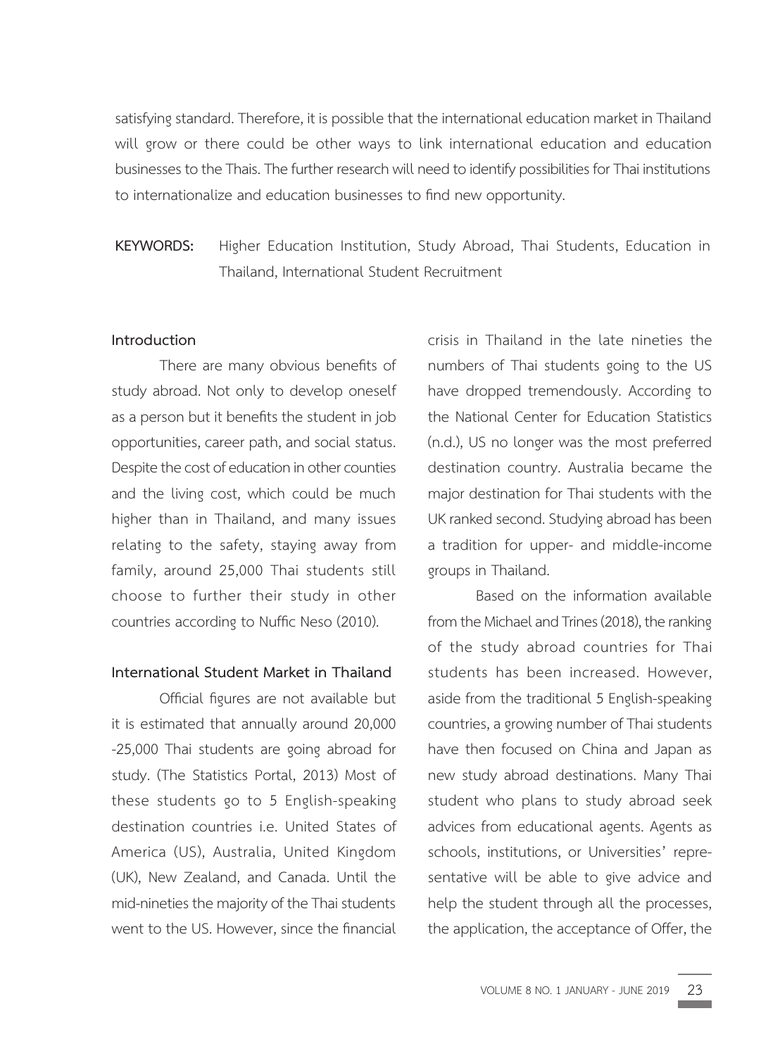satisfying standard. Therefore, it is possible that the international education market in Thailand will grow or there could be other ways to link international education and education businesses to the Thais. The further research will need to identify possibilities for Thai institutions to internationalize and education businesses to find new opportunity.

**KEYWORDS:** Higher Education Institution, Study Abroad, Thai Students, Education in Thailand, International Student Recruitment

## Introduction

There are many obvious benefits of study abroad. Not only to develop oneself as a person but it benefits the student in job opportunities, career path, and social status. Despite the cost of education in other counties and the living cost, which could be much higher than in Thailand, and many issues relating to the safety, staying away from family, around 25,000 Thai students still choose to further their study in other countries according to Nuffic Neso (2010).

## International Student Market in Thailand

Official figures are not available but it is estimated that annually around 20,000 -25,000 Thai students are going abroad for study. (The Statistics Portal, 2013) Most of these students go to 5 English-speaking destination countries i.e. United States of America (US), Australia, United Kingdom (UK), New Zealand, and Canada. Until the mid-nineties the majority of the Thai students went to the US. However, since the financial crisis in Thailand in the late nineties the numbers of Thai students going to the US have dropped tremendously. According to the National Center for Education Statistics (n.d.), US no longer was the most preferred destination country. Australia became the major destination for Thai students with the UK ranked second. Studying abroad has been a tradition for upper- and middle-income groups in Thailand.

Based on the information available from the Michael and Trines (2018), the ranking of the study abroad countries for Thai students has been increased. However, aside from the traditional 5 English-speaking countries, a growing number of Thai students have then focused on China and Japan as new study abroad destinations. Many Thai student who plans to study abroad seek advices from educational agents. Agents as schools, institutions, or Universities' representative will be able to give advice and help the student through all the processes, the application, the acceptance of Offer, the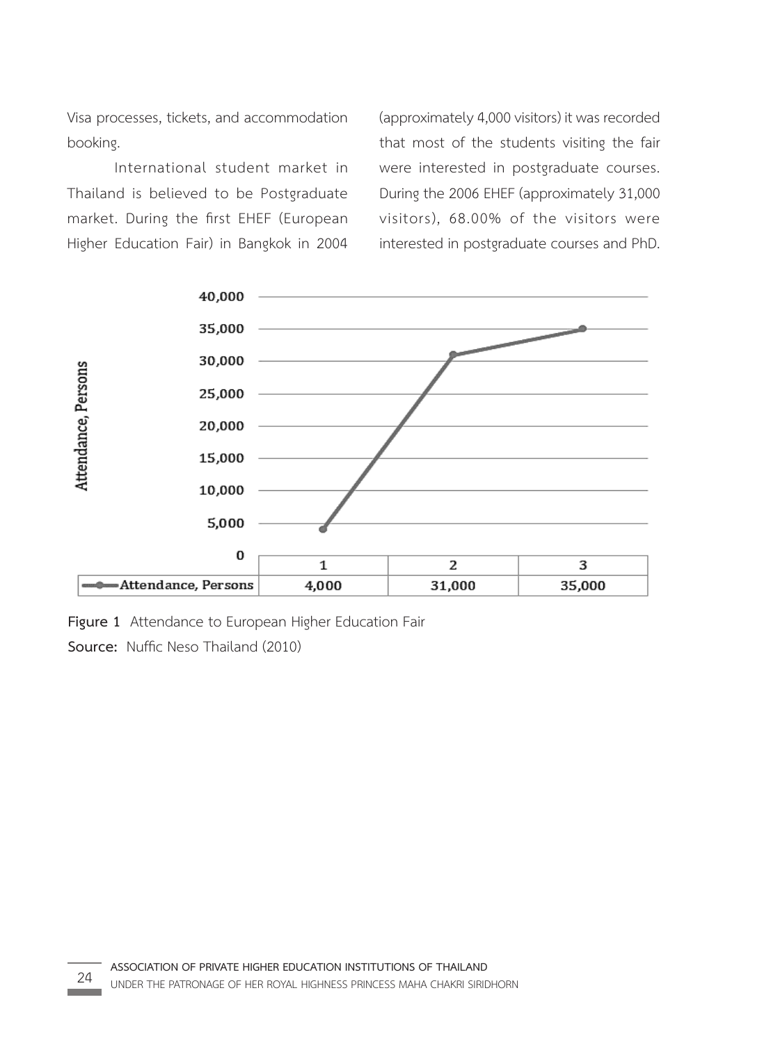Visa processes, tickets, and accommodation booking.

International student market in Thailand is believed to be Postgraduate market. During the first EHEF (European Higher Education Fair) in Bangkok in 2004 (approximately 4,000 visitors) it was recorded that most of the students visiting the fair were interested in postgraduate courses. During the 2006 EHEF (approximately 31,000 visitors), 68.00% of the visitors were interested in postgraduate courses and PhD.

| | 1 | 2 | 3 |
|---|---|---|---|
| Attendance, Persons | 4,000 | 31,000 | 35,000 |

**Figure 1** Attendance to European Higher Education Fair

**Source:** Nuffic Neso Thailand (2010)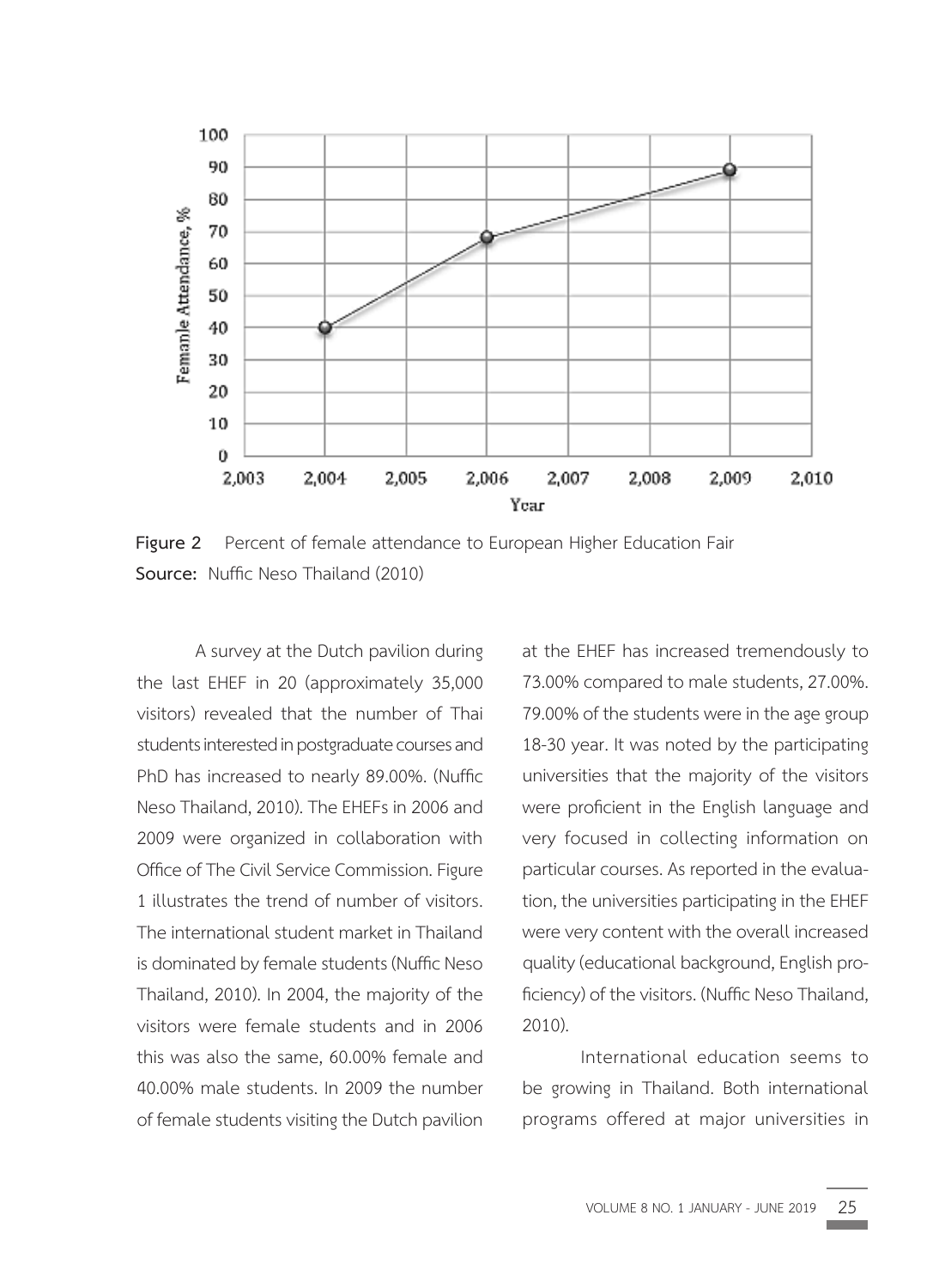**Figure 2** Percent of female attendance to European Higher Education Fair
**Source:** Nuffic Neso Thailand (2010)

A survey at the Dutch pavilion during the last EHEF in 20 (approximately 35,000 visitors) revealed that the number of Thai students interested in postgraduate courses and PhD has increased to nearly 89.00%. (Nuffic Neso Thailand, 2010). The EHEFs in 2006 and 2009 were organized in collaboration with Office of The Civil Service Commission. Figure 1 illustrates the trend of number of visitors. The international student market in Thailand is dominated by female students (Nuffic Neso Thailand, 2010). In 2004, the majority of the visitors were female students and in 2006 this was also the same, 60.00% female and 40.00% male students. In 2009 the number of female students visiting the Dutch pavilion at the EHEF has increased tremendously to 73.00% compared to male students, 27.00%. 79.00% of the students were in the age group 18-30 year. It was noted by the participating universities that the majority of the visitors were proficient in the English language and very focused in collecting information on particular courses. As reported in the evaluation, the universities participating in the EHEF were very content with the overall increased quality (educational background, English proficiency) of the visitors. (Nuffic Neso Thailand, 2010).

International education seems to be growing in Thailand. Both international programs offered at major universities in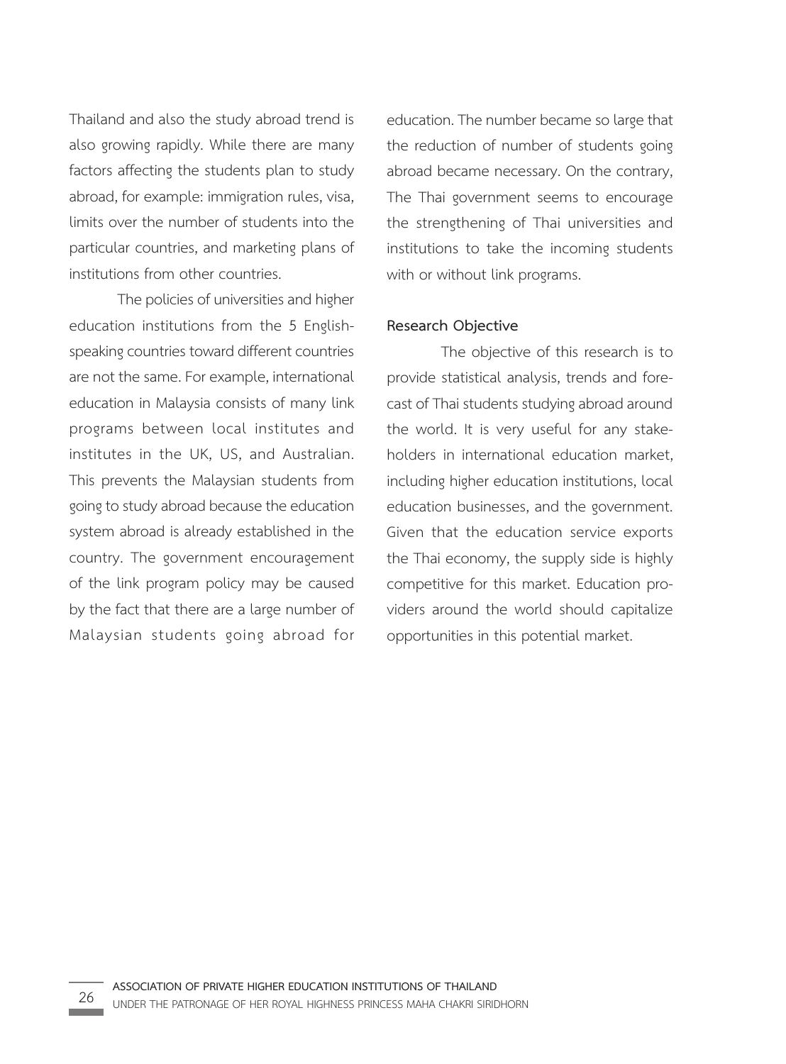Thailand and also the study abroad trend is also growing rapidly. While there are many factors affecting the students plan to study abroad, for example: immigration rules, visa, limits over the number of students into the particular countries, and marketing plans of institutions from other countries.

The policies of universities and higher education institutions from the 5 English-speaking countries toward different countries are not the same. For example, international education in Malaysia consists of many link programs between local institutes and institutes in the UK, US, and Australian. This prevents the Malaysian students from going to study abroad because the education system abroad is already established in the country. The government encouragement of the link program policy may be caused by the fact that there are a large number of Malaysian students going abroad for education. The number became so large that the reduction of number of students going abroad became necessary. On the contrary, The Thai government seems to encourage the strengthening of Thai universities and institutions to take the incoming students with or without link programs.

**Research Objective**

The objective of this research is to provide statistical analysis, trends and forecast of Thai students studying abroad around the world. It is very useful for any stakeholders in international education market, including higher education institutions, local education businesses, and the government. Given that the education service exports the Thai economy, the supply side is highly competitive for this market. Education providers around the world should capitalize opportunities in this potential market.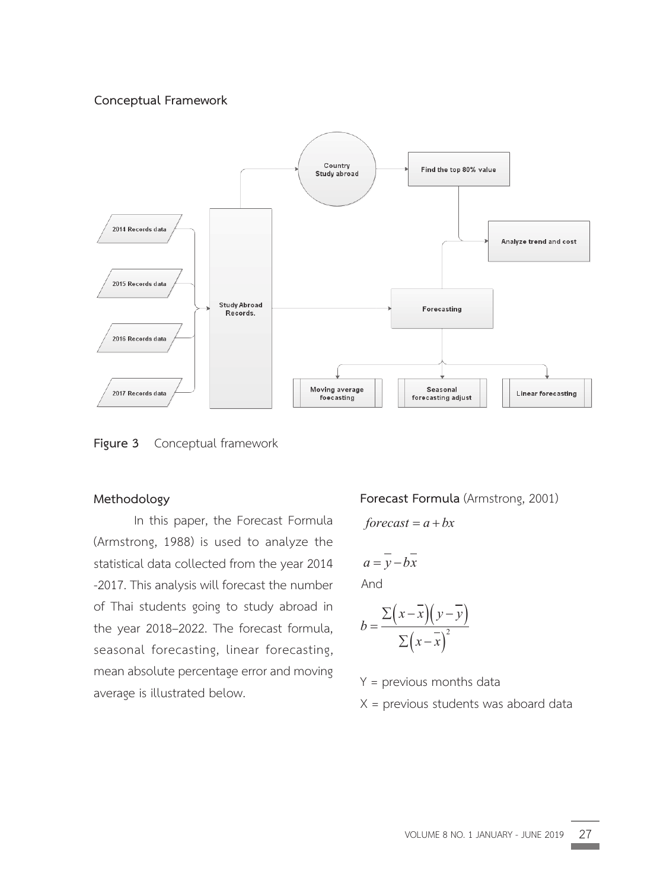**Conceptual Framework**

Figure 3 Conceptual framework

**Methodology**

In this paper, the Forecast Formula (Armstrong, 1988) is used to analyze the statistical data collected from the year 2014 -2017. This analysis will forecast the number of Thai students going to study abroad in the year 2018–2022. The forecast formula, seasonal forecasting, linear forecasting, mean absolute percentage error and moving average is illustrated below.

**Forecast Formula** (Armstrong, 2001)

$$forecast = a + bx$$

$$a = \overline{y} - b\overline{x}$$

And

$$b = \frac{\sum\left(x-\overline{x}\right)\left(y-\overline{y}\right)}{\sum\left(x-\overline{x}\right)^{2}}$$

Y = previous months data

X = previous students was aboard data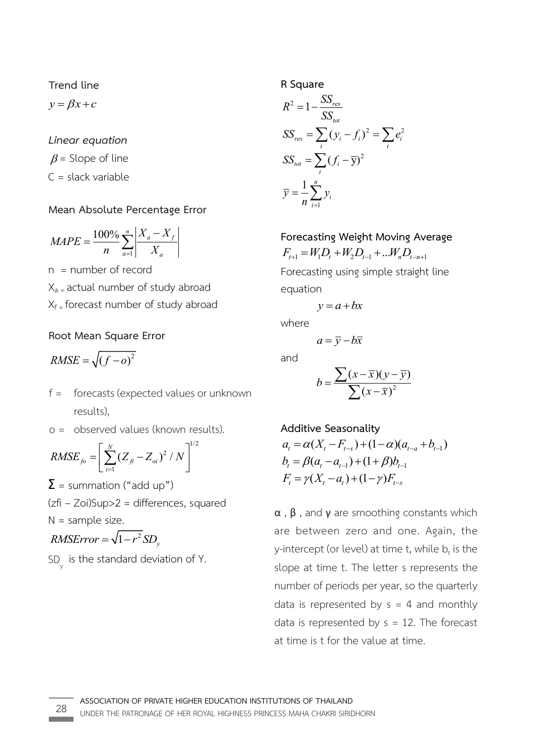**Trend line**

$$y = \beta x + c$$

*Linear equation*

$\beta$ = Slope of line

C = slack variable

**Mean Absolute Percentage Error**

$$MAPE = \frac{100\%}{n} \sum_{a=1}^{n} \left| \frac{X_a - X_f}{X_a} \right|$$

n = number of record

$X_a$ = actual number of study abroad

$X_f$ = forecast number of study abroad

**Root Mean Square Error**

$$RMSE = \sqrt{(f-o)^2}$$

- f = forecasts (expected values or unknown results),
- o = observed values (known results).

$$RMSE_{fo} = \left[ \sum_{i=1}^{N} (Z_{fi} - Z_{oi})^2 / N \right]^{1/2}$$

**Σ** = summation (“add up”)

(zfi – Zoi)Sup>2 = differences, squared

N = sample size.

$$RMSError = \sqrt{1-r^2}\, SD_y$$

$SD_y$ is the standard deviation of Y.

**R Square**

$$R^2 = 1 - \frac{SS_{res}}{SS_{tot}}$$

$$SS_{res} = \sum_t (y_i - f_i)^2 = \sum_t e_i^2$$

$$SS_{tot} = \sum_t (f_i - \overline{y})^2$$

$$\overline{y} = \frac{1}{n} \sum_{i=1}^{n} y_i$$

**Forecasting Weight Moving Average**

$$F_{t+1} = W_1 D_t + W_2 D_{t-1} + \ldots W_n D_{t-n+1}$$

Forecasting using simple straight line equation

$$y = a + bx$$

where

$$a = \overline{y} - b\overline{x}$$

and

$$b = \frac{\sum (x - \overline{x})(y - \overline{y})}{\sum (x - \overline{x})^2}$$

**Additive Seasonality**

$$a_t = \alpha(X_t - F_{t-s}) + (1-\alpha)(a_{t-a} + b_{t-1})$$

$$b_t = \beta(a_t - a_{t-1}) + (1+\beta) b_{t-1}$$

$$F_t = \gamma(X_t - a_t) + (1-\gamma) F_{t-s}$$

**α** , **β** , and **γ** are smoothing constants which are between zero and one. Again, the y-intercept (or level) at time t, while $b_t$ is the slope at time t. The letter s represents the number of periods per year, so the quarterly data is represented by s = 4 and monthly data is represented by s = 12. The forecast at time is t for the value at time.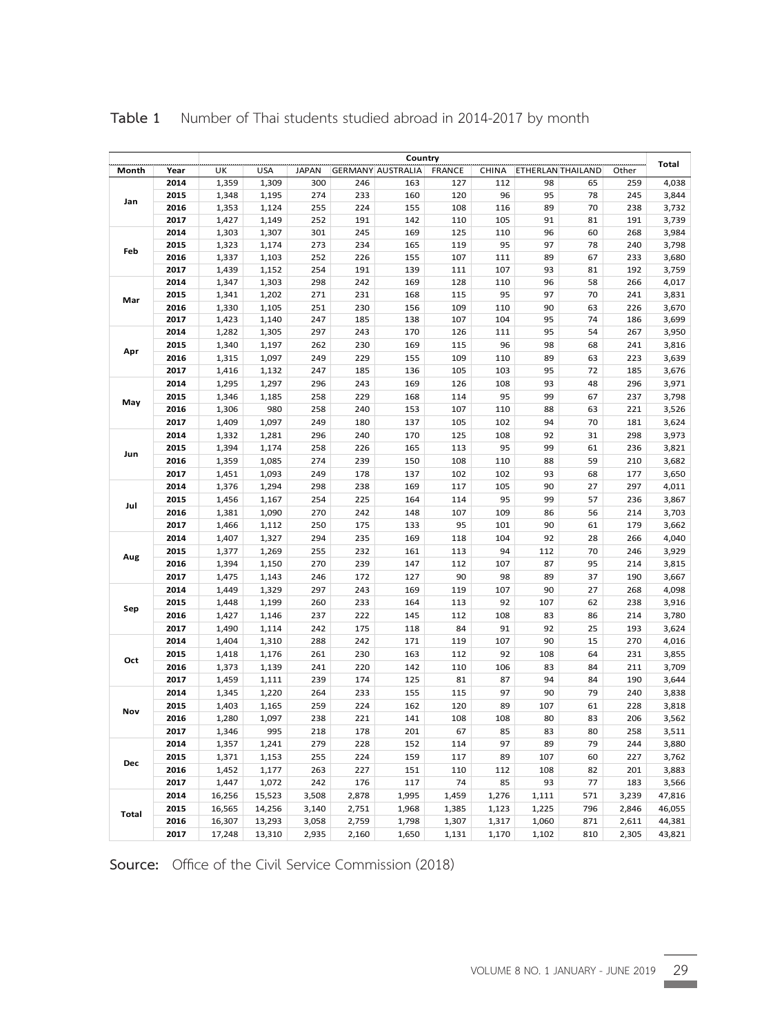**Table 1** Number of Thai students studied abroad in 2014-2017 by month

| Month | Year | Country | | | | | | | | | | Total |
|---|---|---|---|---|---|---|---|---|---|---|---|---|
| | | UK | USA | JAPAN | GERMANY | AUSTRALIA | FRANCE | CHINA | ETHERLAN | THAILAND | Other | |
| Jan | 2014 | 1,359 | 1,309 | 300 | 246 | 163 | 127 | 112 | 98 | 65 | 259 | 4,038 |
| | 2015 | 1,348 | 1,195 | 274 | 233 | 160 | 120 | 96 | 95 | 78 | 245 | 3,844 |
| | 2016 | 1,353 | 1,124 | 255 | 224 | 155 | 108 | 116 | 89 | 70 | 238 | 3,732 |
| | 2017 | 1,427 | 1,149 | 252 | 191 | 142 | 110 | 105 | 91 | 81 | 191 | 3,739 |
| Feb | 2014 | 1,303 | 1,307 | 301 | 245 | 169 | 125 | 110 | 96 | 60 | 268 | 3,984 |
| | 2015 | 1,323 | 1,174 | 273 | 234 | 165 | 119 | 95 | 97 | 78 | 240 | 3,798 |
| | 2016 | 1,337 | 1,103 | 252 | 226 | 155 | 107 | 111 | 89 | 67 | 233 | 3,680 |
| | 2017 | 1,439 | 1,152 | 254 | 191 | 139 | 111 | 107 | 93 | 81 | 192 | 3,759 |
| Mar | 2014 | 1,347 | 1,303 | 298 | 242 | 169 | 128 | 110 | 96 | 58 | 266 | 4,017 |
| | 2015 | 1,341 | 1,202 | 271 | 231 | 168 | 115 | 95 | 97 | 70 | 241 | 3,831 |
| | 2016 | 1,330 | 1,105 | 251 | 230 | 156 | 109 | 110 | 90 | 63 | 226 | 3,670 |
| | 2017 | 1,423 | 1,140 | 247 | 185 | 138 | 107 | 104 | 95 | 74 | 186 | 3,699 |
| Apr | 2014 | 1,282 | 1,305 | 297 | 243 | 170 | 126 | 111 | 95 | 54 | 267 | 3,950 |
| | 2015 | 1,340 | 1,197 | 262 | 230 | 169 | 115 | 96 | 98 | 68 | 241 | 3,816 |
| | 2016 | 1,315 | 1,097 | 249 | 229 | 155 | 109 | 110 | 89 | 63 | 223 | 3,639 |
| | 2017 | 1,416 | 1,132 | 247 | 185 | 136 | 105 | 103 | 95 | 72 | 185 | 3,676 |
| May | 2014 | 1,295 | 1,297 | 296 | 243 | 169 | 126 | 108 | 93 | 48 | 296 | 3,971 |
| | 2015 | 1,346 | 1,185 | 258 | 229 | 168 | 114 | 95 | 99 | 67 | 237 | 3,798 |
| | 2016 | 1,306 | 980 | 258 | 240 | 153 | 107 | 110 | 88 | 63 | 221 | 3,526 |
| | 2017 | 1,409 | 1,097 | 249 | 180 | 137 | 105 | 102 | 94 | 70 | 181 | 3,624 |
| Jun | 2014 | 1,332 | 1,281 | 296 | 240 | 170 | 125 | 108 | 92 | 31 | 298 | 3,973 |
| | 2015 | 1,394 | 1,174 | 258 | 226 | 165 | 113 | 95 | 99 | 61 | 236 | 3,821 |
| | 2016 | 1,359 | 1,085 | 274 | 239 | 150 | 108 | 110 | 88 | 59 | 210 | 3,682 |
| | 2017 | 1,451 | 1,093 | 249 | 178 | 137 | 102 | 102 | 93 | 68 | 177 | 3,650 |
| Jul | 2014 | 1,376 | 1,294 | 298 | 238 | 169 | 117 | 105 | 90 | 27 | 297 | 4,011 |
| | 2015 | 1,456 | 1,167 | 254 | 225 | 164 | 114 | 95 | 99 | 57 | 236 | 3,867 |
| | 2016 | 1,381 | 1,090 | 270 | 242 | 148 | 107 | 109 | 86 | 56 | 214 | 3,703 |
| | 2017 | 1,466 | 1,112 | 250 | 175 | 133 | 95 | 101 | 90 | 61 | 179 | 3,662 |
| Aug | 2014 | 1,407 | 1,327 | 294 | 235 | 169 | 118 | 104 | 92 | 28 | 266 | 4,040 |
| | 2015 | 1,377 | 1,269 | 255 | 232 | 161 | 113 | 94 | 112 | 70 | 246 | 3,929 |
| | 2016 | 1,394 | 1,150 | 270 | 239 | 147 | 112 | 107 | 87 | 95 | 214 | 3,815 |
| | 2017 | 1,475 | 1,143 | 246 | 172 | 127 | 90 | 98 | 89 | 37 | 190 | 3,667 |
| Sep | 2014 | 1,449 | 1,329 | 297 | 243 | 169 | 119 | 107 | 90 | 27 | 268 | 4,098 |
| | 2015 | 1,448 | 1,199 | 260 | 233 | 164 | 113 | 92 | 107 | 62 | 238 | 3,916 |
| | 2016 | 1,427 | 1,146 | 237 | 222 | 145 | 112 | 108 | 83 | 86 | 214 | 3,780 |
| | 2017 | 1,490 | 1,114 | 242 | 175 | 118 | 84 | 91 | 92 | 25 | 193 | 3,624 |
| Oct | 2014 | 1,404 | 1,310 | 288 | 242 | 171 | 119 | 107 | 90 | 15 | 270 | 4,016 |
| | 2015 | 1,418 | 1,176 | 261 | 230 | 163 | 112 | 92 | 108 | 64 | 231 | 3,855 |
| | 2016 | 1,373 | 1,139 | 241 | 220 | 142 | 110 | 106 | 83 | 84 | 211 | 3,709 |
| | 2017 | 1,459 | 1,111 | 239 | 174 | 125 | 81 | 87 | 94 | 84 | 190 | 3,644 |
| Nov | 2014 | 1,345 | 1,220 | 264 | 233 | 155 | 115 | 97 | 90 | 79 | 240 | 3,838 |
| | 2015 | 1,403 | 1,165 | 259 | 224 | 162 | 120 | 89 | 107 | 61 | 228 | 3,818 |
| | 2016 | 1,280 | 1,097 | 238 | 221 | 141 | 108 | 108 | 80 | 83 | 206 | 3,562 |
| | 2017 | 1,346 | 995 | 218 | 178 | 201 | 67 | 85 | 83 | 80 | 258 | 3,511 |
| Dec | 2014 | 1,357 | 1,241 | 279 | 228 | 152 | 114 | 97 | 89 | 79 | 244 | 3,880 |
| | 2015 | 1,371 | 1,153 | 255 | 224 | 159 | 117 | 89 | 107 | 60 | 227 | 3,762 |
| | 2016 | 1,452 | 1,177 | 263 | 227 | 151 | 110 | 112 | 108 | 82 | 201 | 3,883 |
| | 2017 | 1,447 | 1,072 | 242 | 176 | 117 | 74 | 85 | 93 | 77 | 183 | 3,566 |
| Total | 2014 | 16,256 | 15,523 | 3,508 | 2,878 | 1,995 | 1,459 | 1,276 | 1,111 | 571 | 3,239 | 47,816 |
| | 2015 | 16,565 | 14,256 | 3,140 | 2,751 | 1,968 | 1,385 | 1,123 | 1,225 | 796 | 2,846 | 46,055 |
| | 2016 | 16,307 | 13,293 | 3,058 | 2,759 | 1,798 | 1,307 | 1,317 | 1,060 | 871 | 2,611 | 44,381 |
| | 2017 | 17,248 | 13,310 | 2,935 | 2,160 | 1,650 | 1,131 | 1,170 | 1,102 | 810 | 2,305 | 43,821 |

**Source:** Office of the Civil Service Commission (2018)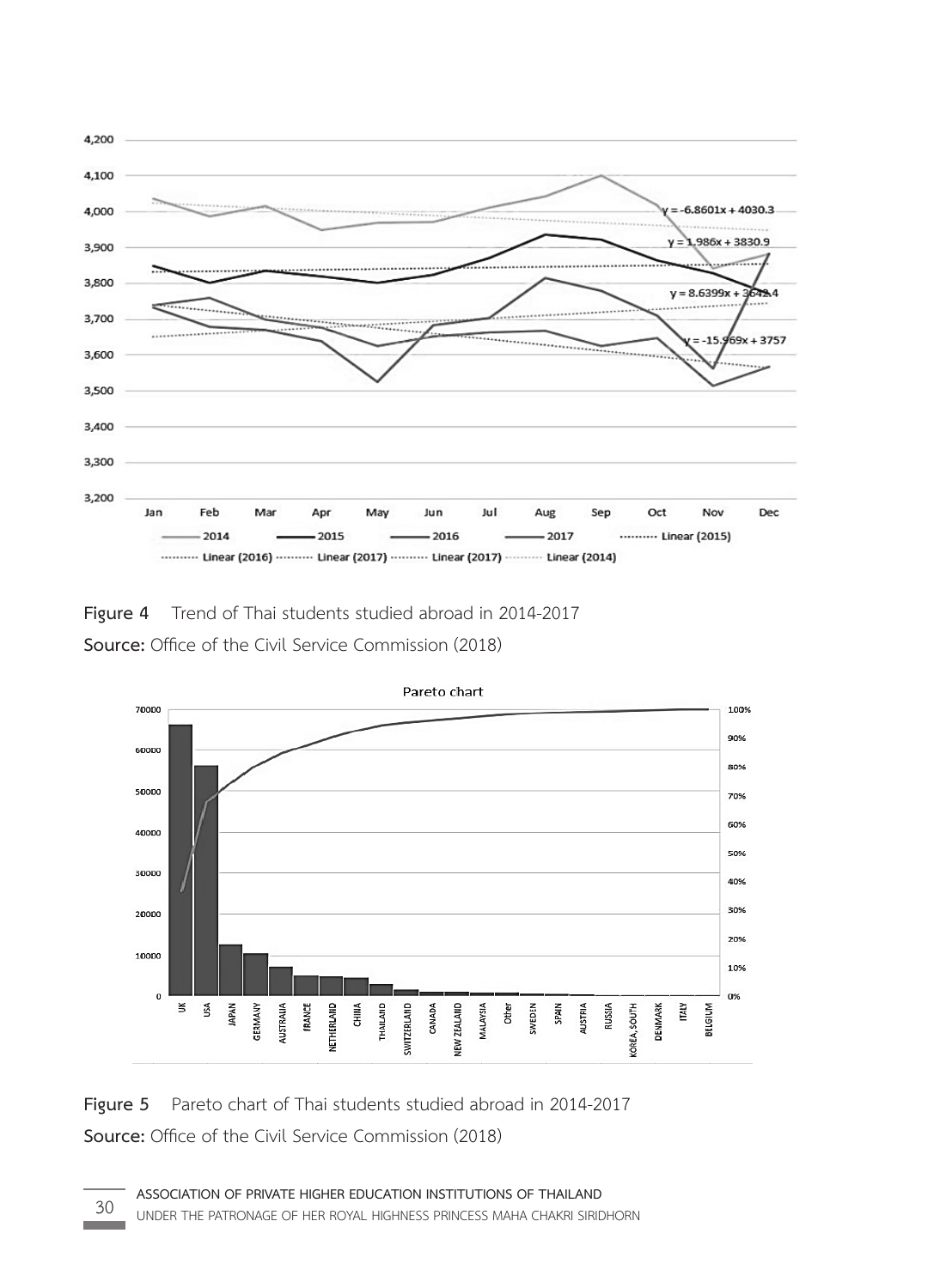**Figure 4** Trend of Thai students studied abroad in 2014-2017

**Source:** Office of the Civil Service Commission (2018)

**Figure 5** Pareto chart of Thai students studied abroad in 2014-2017

**Source:** Office of the Civil Service Commission (2018)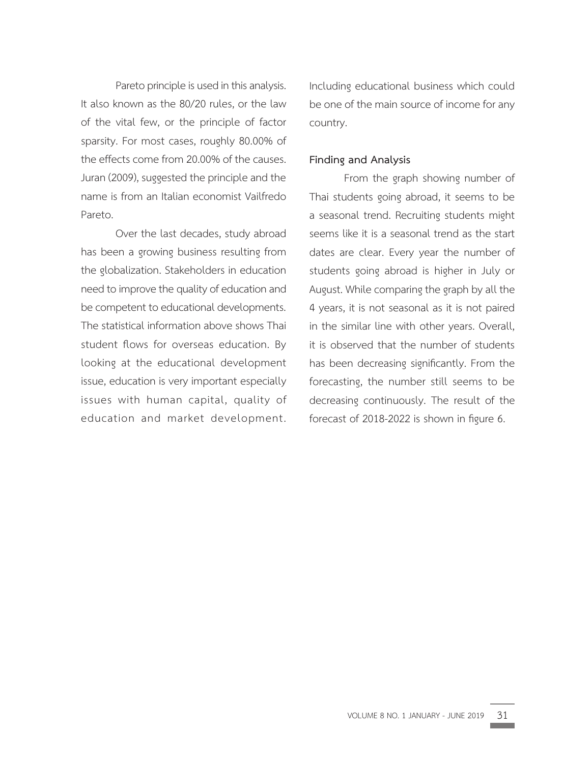Pareto principle is used in this analysis. It also known as the 80/20 rules, or the law of the vital few, or the principle of factor sparsity. For most cases, roughly 80.00% of the effects come from 20.00% of the causes. Juran (2009), suggested the principle and the name is from an Italian economist Vailfredo Pareto.

Over the last decades, study abroad has been a growing business resulting from the globalization. Stakeholders in education need to improve the quality of education and be competent to educational developments. The statistical information above shows Thai student flows for overseas education. By looking at the educational development issue, education is very important especially issues with human capital, quality of education and market development. Including educational business which could be one of the main source of income for any country.

## Finding and Analysis

From the graph showing number of Thai students going abroad, it seems to be a seasonal trend. Recruiting students might seems like it is a seasonal trend as the start dates are clear. Every year the number of students going abroad is higher in July or August. While comparing the graph by all the 4 years, it is not seasonal as it is not paired in the similar line with other years. Overall, it is observed that the number of students has been decreasing significantly. From the forecasting, the number still seems to be decreasing continuously. The result of the forecast of 2018-2022 is shown in figure 6.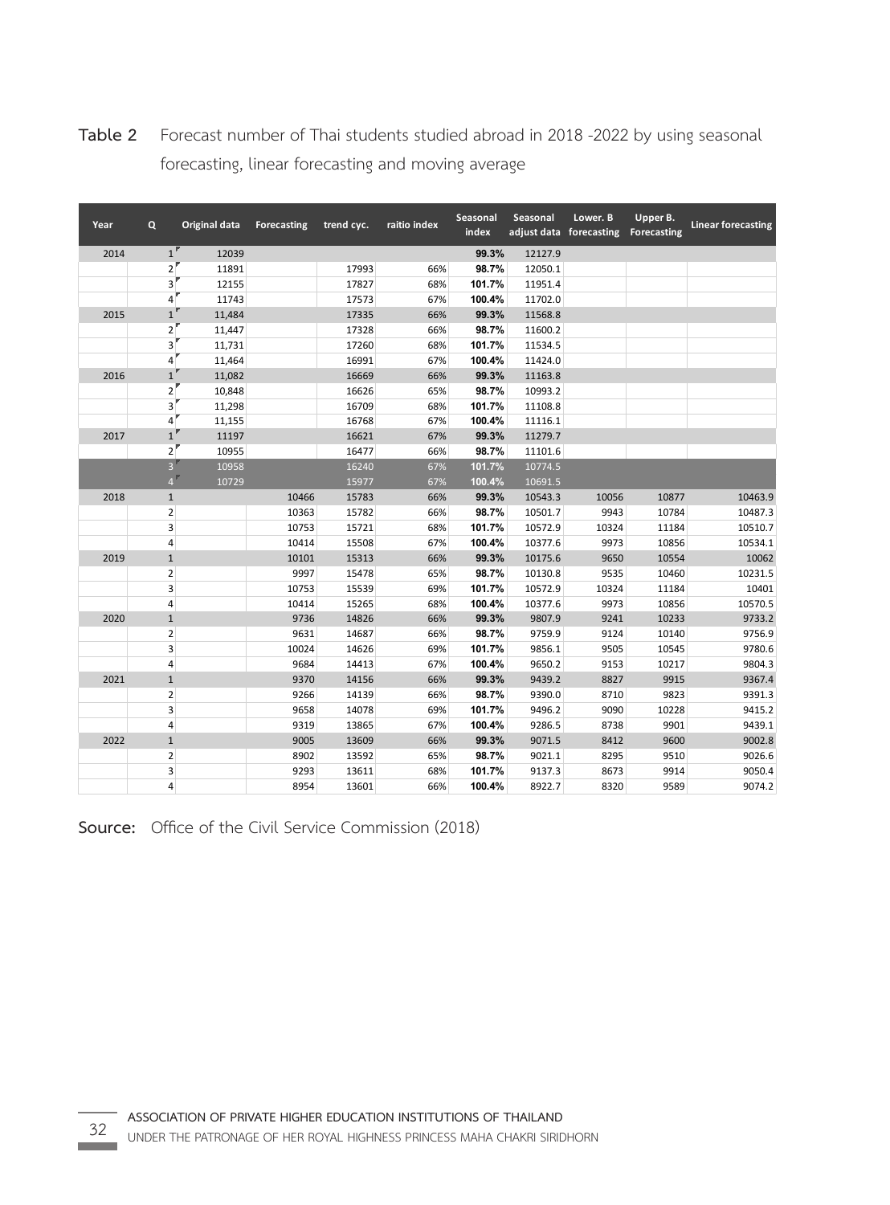**Table 2** Forecast number of Thai students studied abroad in 2018 -2022 by using seasonal forecasting, linear forecasting and moving average

| Year | Q | Original data | Forecasting | trend cyc. | raitio index | Seasonal index | Seasonal adjust data | Lower. B forecasting | Upper B. Forecasting | Linear forecasting |
|---|---|---|---|---|---|---|---|---|---|---|
| 2014 | 1 | 12039 | | | | 99.3% | 12127.9 | | | |
| | 2 | 11891 | | 17993 | 66% | 98.7% | 12050.1 | | | |
| | 3 | 12155 | | 17827 | 68% | 101.7% | 11951.4 | | | |
| | 4 | 11743 | | 17573 | 67% | 100.4% | 11702.0 | | | |
| 2015 | 1 | 11,484 | | 17335 | 66% | 99.3% | 11568.8 | | | |
| | 2 | 11,447 | | 17328 | 66% | 98.7% | 11600.2 | | | |
| | 3 | 11,731 | | 17260 | 68% | 101.7% | 11534.5 | | | |
| | 4 | 11,464 | | 16991 | 67% | 100.4% | 11424.0 | | | |
| 2016 | 1 | 11,082 | | 16669 | 66% | 99.3% | 11163.8 | | | |
| | 2 | 10,848 | | 16626 | 65% | 98.7% | 10993.2 | | | |
| | 3 | 11,298 | | 16709 | 68% | 101.7% | 11108.8 | | | |
| | 4 | 11,155 | | 16768 | 67% | 100.4% | 11116.1 | | | |
| 2017 | 1 | 11197 | | 16621 | 67% | 99.3% | 11279.7 | | | |
| | 2 | 10955 | | 16477 | 66% | 98.7% | 11101.6 | | | |
| | 3 | 10958 | | 16240 | 67% | 101.7% | 10774.5 | | | |
| | 4 | 10729 | | 15977 | 67% | 100.4% | 10691.5 | | | |
| 2018 | 1 | | 10466 | 15783 | 66% | 99.3% | 10543.3 | 10056 | 10877 | 10463.9 |
| | 2 | | 10363 | 15782 | 66% | 98.7% | 10501.7 | 9943 | 10784 | 10487.3 |
| | 3 | | 10753 | 15721 | 68% | 101.7% | 10572.9 | 10324 | 11184 | 10510.7 |
| | 4 | | 10414 | 15508 | 67% | 100.4% | 10377.6 | 9973 | 10856 | 10534.1 |
| 2019 | 1 | | 10101 | 15313 | 66% | 99.3% | 10175.6 | 9650 | 10554 | 10062 |
| | 2 | | 9997 | 15478 | 65% | 98.7% | 10130.8 | 9535 | 10460 | 10231.5 |
| | 3 | | 10753 | 15539 | 69% | 101.7% | 10572.9 | 10324 | 11184 | 10401 |
| | 4 | | 10414 | 15265 | 68% | 100.4% | 10377.6 | 9973 | 10856 | 10570.5 |
| 2020 | 1 | | 9736 | 14826 | 66% | 99.3% | 9807.9 | 9241 | 10233 | 9733.2 |
| | 2 | | 9631 | 14687 | 66% | 98.7% | 9759.9 | 9124 | 10140 | 9756.9 |
| | 3 | | 10024 | 14626 | 69% | 101.7% | 9856.1 | 9505 | 10545 | 9780.6 |
| | 4 | | 9684 | 14413 | 67% | 100.4% | 9650.2 | 9153 | 10217 | 9804.3 |
| 2021 | 1 | | 9370 | 14156 | 66% | 99.3% | 9439.2 | 8827 | 9915 | 9367.4 |
| | 2 | | 9266 | 14139 | 66% | 98.7% | 9390.0 | 8710 | 9823 | 9391.3 |
| | 3 | | 9658 | 14078 | 69% | 101.7% | 9496.2 | 9090 | 10228 | 9415.2 |
| | 4 | | 9319 | 13865 | 67% | 100.4% | 9286.5 | 8738 | 9901 | 9439.1 |
| 2022 | 1 | | 9005 | 13609 | 66% | 99.3% | 9071.5 | 8412 | 9600 | 9002.8 |
| | 2 | | 8902 | 13592 | 65% | 98.7% | 9021.1 | 8295 | 9510 | 9026.6 |
| | 3 | | 9293 | 13611 | 68% | 101.7% | 9137.3 | 8673 | 9914 | 9050.4 |
| | 4 | | 8954 | 13601 | 66% | 100.4% | 8922.7 | 8320 | 9589 | 9074.2 |

**Source:** Office of the Civil Service Commission (2018)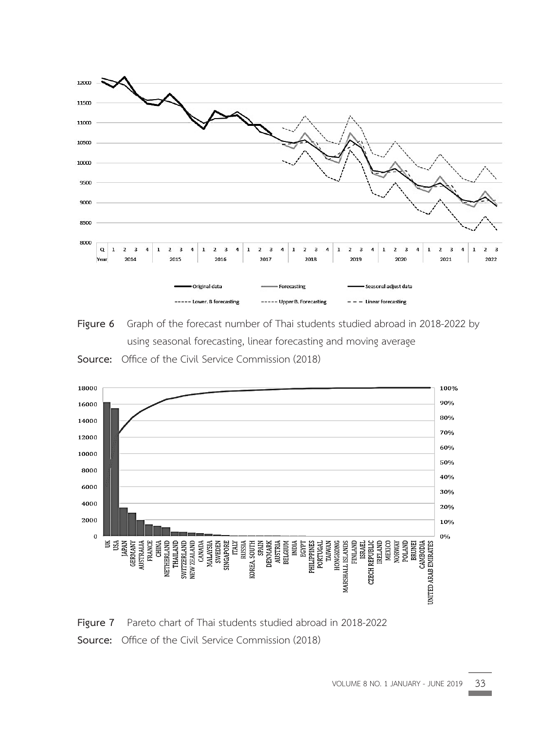**Figure 6** Graph of the forecast number of Thai students studied abroad in 2018-2022 by using seasonal forecasting, linear forecasting and moving average

**Source:** Office of the Civil Service Commission (2018)

**Figure 7** Pareto chart of Thai students studied abroad in 2018-2022

**Source:** Office of the Civil Service Commission (2018)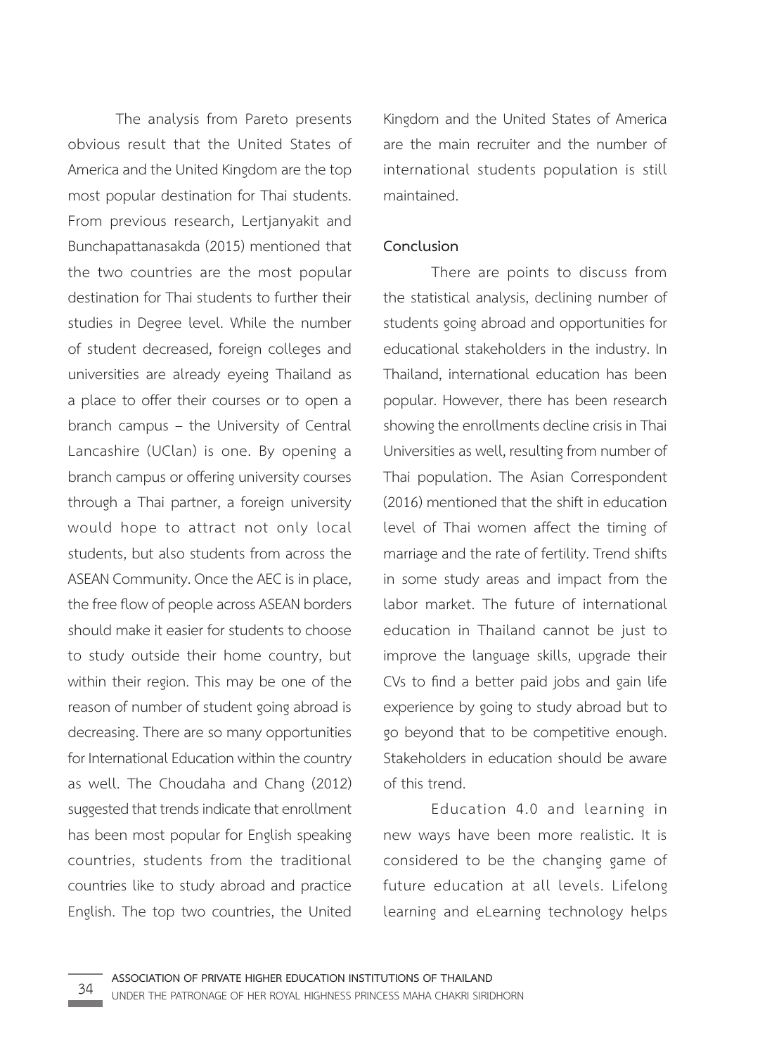The analysis from Pareto presents obvious result that the United States of America and the United Kingdom are the top most popular destination for Thai students. From previous research, Lertjanyakit and Bunchapattanasakda (2015) mentioned that the two countries are the most popular destination for Thai students to further their studies in Degree level. While the number of student decreased, foreign colleges and universities are already eyeing Thailand as a place to offer their courses or to open a branch campus – the University of Central Lancashire (UClan) is one. By opening a branch campus or offering university courses through a Thai partner, a foreign university would hope to attract not only local students, but also students from across the ASEAN Community. Once the AEC is in place, the free flow of people across ASEAN borders should make it easier for students to choose to study outside their home country, but within their region. This may be one of the reason of number of student going abroad is decreasing. There are so many opportunities for International Education within the country as well. The Choudaha and Chang (2012) suggested that trends indicate that enrollment has been most popular for English speaking countries, students from the traditional countries like to study abroad and practice English. The top two countries, the United Kingdom and the United States of America are the main recruiter and the number of international students population is still maintained.

## Conclusion

There are points to discuss from the statistical analysis, declining number of students going abroad and opportunities for educational stakeholders in the industry. In Thailand, international education has been popular. However, there has been research showing the enrollments decline crisis in Thai Universities as well, resulting from number of Thai population. The Asian Correspondent (2016) mentioned that the shift in education level of Thai women affect the timing of marriage and the rate of fertility. Trend shifts in some study areas and impact from the labor market. The future of international education in Thailand cannot be just to improve the language skills, upgrade their CVs to find a better paid jobs and gain life experience by going to study abroad but to go beyond that to be competitive enough. Stakeholders in education should be aware of this trend.

Education 4.0 and learning in new ways have been more realistic. It is considered to be the changing game of future education at all levels. Lifelong learning and eLearning technology helps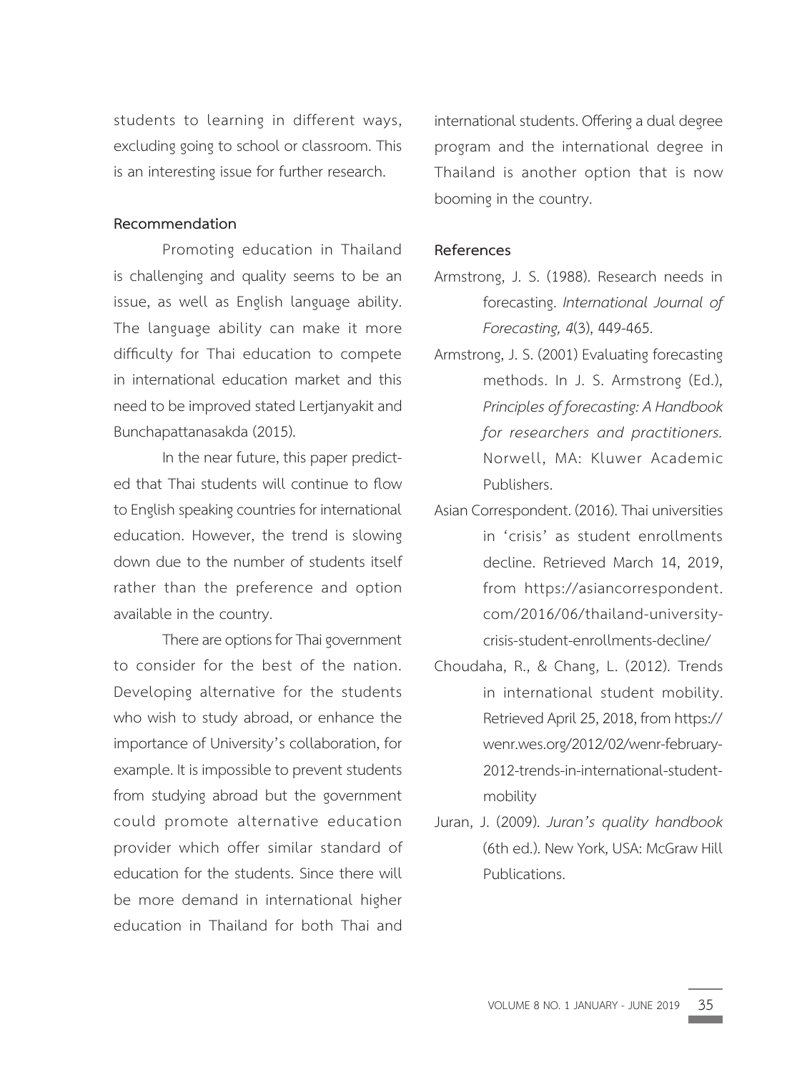students to learning in different ways, excluding going to school or classroom. This is an interesting issue for further research.

## Recommendation

Promoting education in Thailand is challenging and quality seems to be an issue, as well as English language ability. The language ability can make it more difficulty for Thai education to compete in international education market and this need to be improved stated Lertjanyakit and Bunchapattanasakda (2015).

In the near future, this paper predicted that Thai students will continue to flow to English speaking countries for international education. However, the trend is slowing down due to the number of students itself rather than the preference and option available in the country.

There are options for Thai government to consider for the best of the nation. Developing alternative for the students who wish to study abroad, or enhance the importance of University's collaboration, for example. It is impossible to prevent students from studying abroad but the government could promote alternative education provider which offer similar standard of education for the students. Since there will be more demand in international higher education in Thailand for both Thai and international students. Offering a dual degree program and the international degree in Thailand is another option that is now booming in the country.

## References

Armstrong, J. S. (1988). Research needs in forecasting. *International Journal of Forecasting, 4*(3), 449-465.

Armstrong, J. S. (2001) Evaluating forecasting methods. In J. S. Armstrong (Ed.), *Principles of forecasting: A Handbook for researchers and practitioners.* Norwell, MA: Kluwer Academic Publishers.

Asian Correspondent. (2016). Thai universities in 'crisis' as student enrollments decline. Retrieved March 14, 2019, from https://asiancorrespondent.com/2016/06/thailand-university-crisis-student-enrollments-decline/

Choudaha, R., & Chang, L. (2012). Trends in international student mobility. Retrieved April 25, 2018, from https://wenr.wes.org/2012/02/wenr-february-2012-trends-in-international-student-mobility

Juran, J. (2009). *Juran's quality handbook* (6th ed.). New York, USA: McGraw Hill Publications.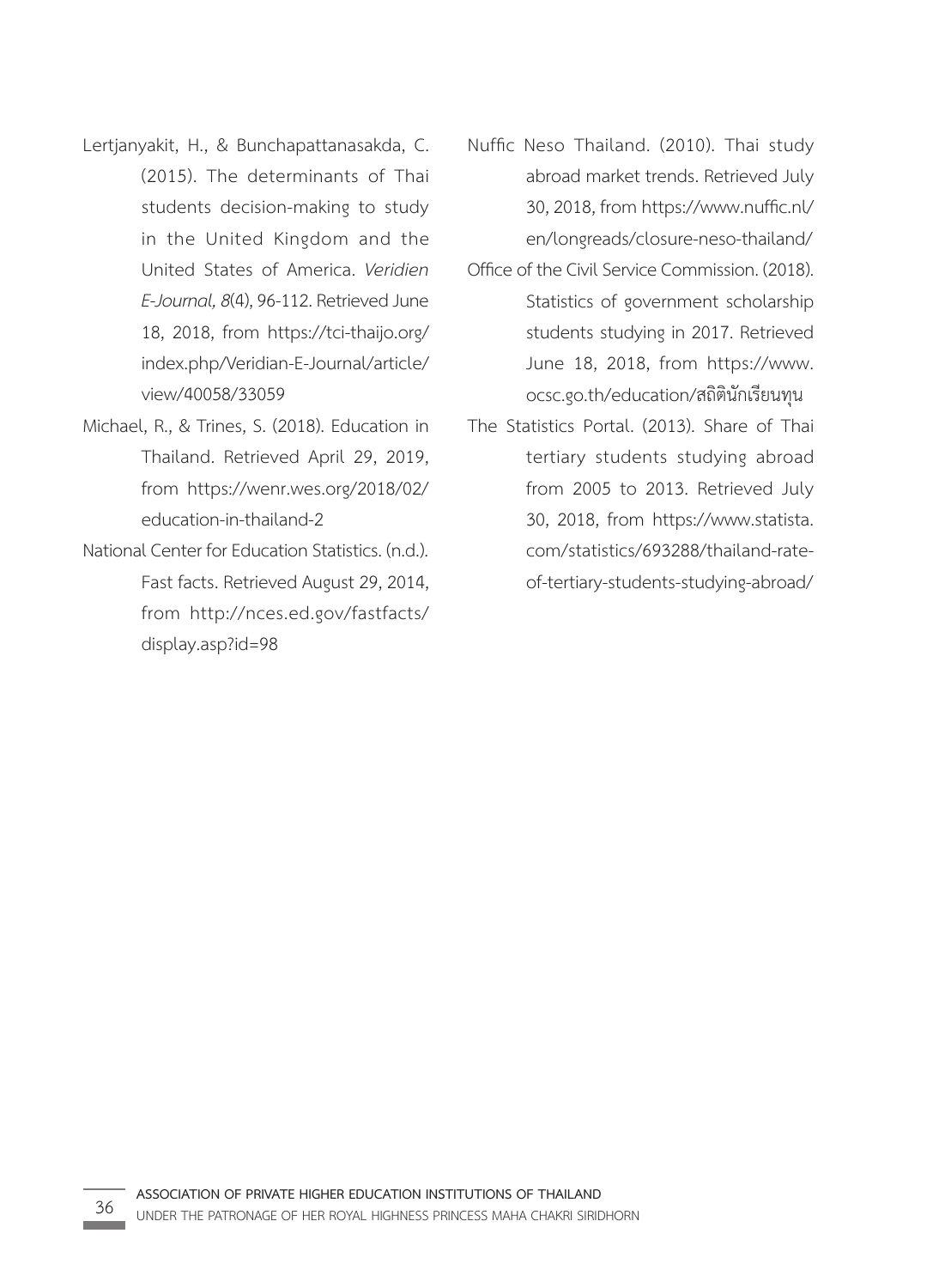Lertjanyakit, H., & Bunchapattanasakda, C. (2015). The determinants of Thai students decision-making to study in the United Kingdom and the United States of America. *Veridien E-Journal, 8*(4), 96-112. Retrieved June 18, 2018, from https://tci-thaijo.org/index.php/Veridian-E-Journal/article/view/40058/33059

Michael, R., & Trines, S. (2018). Education in Thailand. Retrieved April 29, 2019, from https://wenr.wes.org/2018/02/education-in-thailand-2

National Center for Education Statistics. (n.d.). Fast facts. Retrieved August 29, 2014, from http://nces.ed.gov/fastfacts/display.asp?id=98

Nuffic Neso Thailand. (2010). Thai study abroad market trends. Retrieved July 30, 2018, from https://www.nuffic.nl/en/longreads/closure-neso-thailand/

Office of the Civil Service Commission. (2018). Statistics of government scholarship students studying in 2017. Retrieved June 18, 2018, from https://www.ocsc.go.th/education/สถิตินักเรียนทุน

The Statistics Portal. (2013). Share of Thai tertiary students studying abroad from 2005 to 2013. Retrieved July 30, 2018, from https://www.statista.com/statistics/693288/thailand-rate-of-tertiary-students-studying-abroad/